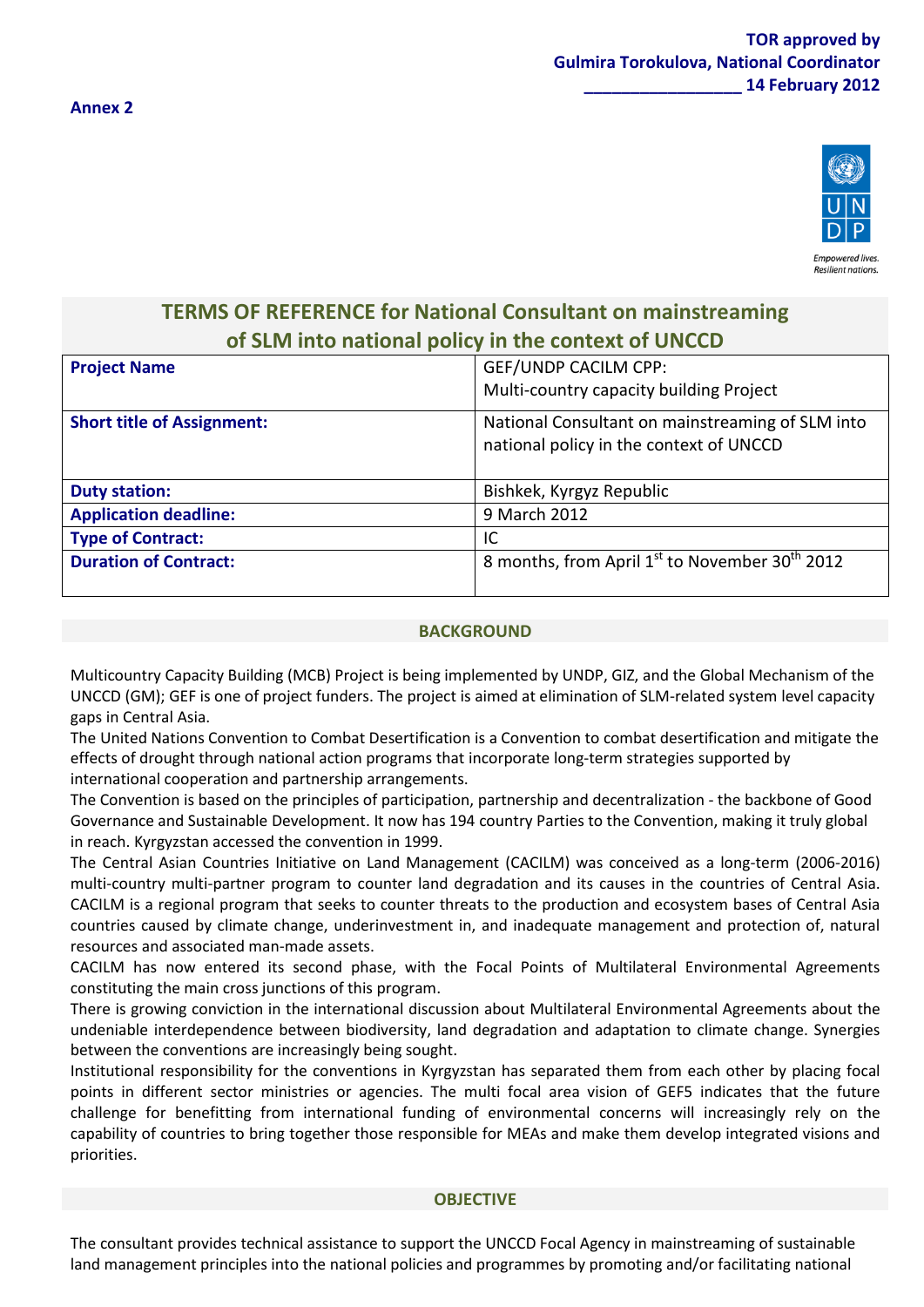**TOR approved by**
**Gulmira Torokulova, National Coordinator**
**_________________ 14 February 2012**

**Annex 2**

# TERMS OF REFERENCE for National Consultant on mainstreaming of SLM into national policy in the context of UNCCD

| | |
|---|---|
| **Project Name** | GEF/UNDP CACILM CPP: Multi-country capacity building Project |
| **Short title of Assignment:** | National Consultant on mainstreaming of SLM into national policy in the context of UNCCD |
| **Duty station:** | Bishkek, Kyrgyz Republic |
| **Application deadline:** | 9 March 2012 |
| **Type of Contract:** | IC |
| **Duration of Contract:** | 8 months, from April 1st to November 30th 2012 |

## BACKGROUND

Multicountry Capacity Building (MCB) Project is being implemented by UNDP, GIZ, and the Global Mechanism of the UNCCD (GM); GEF is one of project funders. The project is aimed at elimination of SLM-related system level capacity gaps in Central Asia.

The United Nations Convention to Combat Desertification is a Convention to combat desertification and mitigate the effects of drought through national action programs that incorporate long-term strategies supported by international cooperation and partnership arrangements.

The Convention is based on the principles of participation, partnership and decentralization - the backbone of Good Governance and Sustainable Development. It now has 194 country Parties to the Convention, making it truly global in reach. Kyrgyzstan accessed the convention in 1999.

The Central Asian Countries Initiative on Land Management (CACILM) was conceived as a long-term (2006-2016) multi-country multi-partner program to counter land degradation and its causes in the countries of Central Asia. CACILM is a regional program that seeks to counter threats to the production and ecosystem bases of Central Asia countries caused by climate change, underinvestment in, and inadequate management and protection of, natural resources and associated man-made assets.

CACILM has now entered its second phase, with the Focal Points of Multilateral Environmental Agreements constituting the main cross junctions of this program.

There is growing conviction in the international discussion about Multilateral Environmental Agreements about the undeniable interdependence between biodiversity, land degradation and adaptation to climate change. Synergies between the conventions are increasingly being sought.

Institutional responsibility for the conventions in Kyrgyzstan has separated them from each other by placing focal points in different sector ministries or agencies. The multi focal area vision of GEF5 indicates that the future challenge for benefitting from international funding of environmental concerns will increasingly rely on the capability of countries to bring together those responsible for MEAs and make them develop integrated visions and priorities.

## OBJECTIVE

The consultant provides technical assistance to support the UNCCD Focal Agency in mainstreaming of sustainable land management principles into the national policies and programmes by promoting and/or facilitating national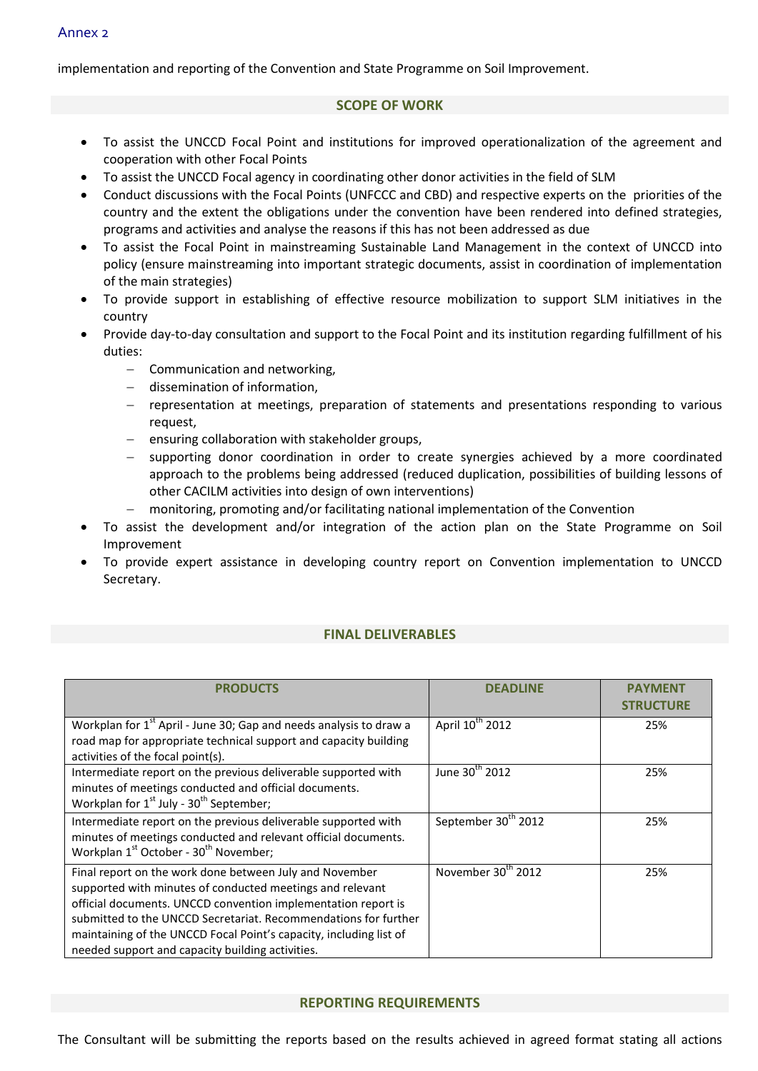implementation and reporting of the Convention and State Programme on Soil Improvement.

## SCOPE OF WORK

- To assist the UNCCD Focal Point and institutions for improved operationalization of the agreement and cooperation with other Focal Points
- To assist the UNCCD Focal agency in coordinating other donor activities in the field of SLM
- Conduct discussions with the Focal Points (UNFCCC and CBD) and respective experts on the priorities of the country and the extent the obligations under the convention have been rendered into defined strategies, programs and activities and analyse the reasons if this has not been addressed as due
- To assist the Focal Point in mainstreaming Sustainable Land Management in the context of UNCCD into policy (ensure mainstreaming into important strategic documents, assist in coordination of implementation of the main strategies)
- To provide support in establishing of effective resource mobilization to support SLM initiatives in the country
- Provide day-to-day consultation and support to the Focal Point and its institution regarding fulfillment of his duties:
  - Communication and networking,
  - dissemination of information,
  - representation at meetings, preparation of statements and presentations responding to various request,
  - ensuring collaboration with stakeholder groups,
  - supporting donor coordination in order to create synergies achieved by a more coordinated approach to the problems being addressed (reduced duplication, possibilities of building lessons of other CACILM activities into design of own interventions)
  - monitoring, promoting and/or facilitating national implementation of the Convention
- To assist the development and/or integration of the action plan on the State Programme on Soil Improvement
- To provide expert assistance in developing country report on Convention implementation to UNCCD Secretariat.

## FINAL DELIVERABLES

| PRODUCTS | DEADLINE | PAYMENT STRUCTURE |
|---|---|---|
| Workplan for 1st April - June 30; Gap and needs analysis to draw a road map for appropriate technical support and capacity building activities of the focal point(s). | April 10th 2012 | 25% |
| Intermediate report on the previous deliverable supported with minutes of meetings conducted and official documents. Workplan for 1st July - 30th September; | June 30th 2012 | 25% |
| Intermediate report on the previous deliverable supported with minutes of meetings conducted and relevant official documents. Workplan 1st October - 30th November; | September 30th 2012 | 25% |
| Final report on the work done between July and November supported with minutes of conducted meetings and relevant official documents. UNCCD convention implementation report is submitted to the UNCCD Secretariat. Recommendations for further maintaining of the UNCCD Focal Point's capacity, including list of needed support and capacity building activities. | November 30th 2012 | 25% |

## REPORTING REQUIREMENTS

The Consultant will be submitting the reports based on the results achieved in agreed format stating all actions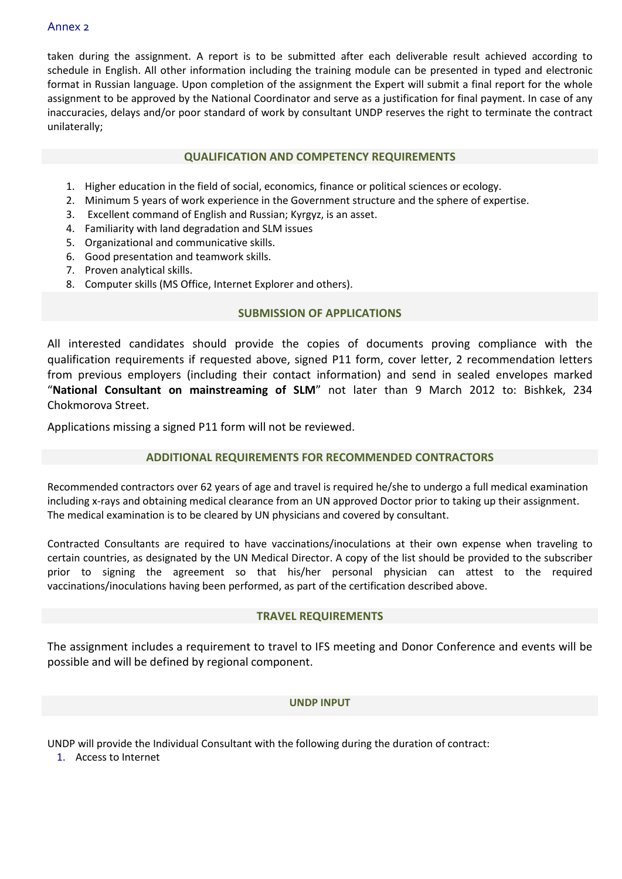Annex 2

taken during the assignment. A report is to be submitted after each deliverable result achieved according to schedule in English. All other information including the training module can be presented in typed and electronic format in Russian language. Upon completion of the assignment the Expert will submit a final report for the whole assignment to be approved by the National Coordinator and serve as a justification for final payment. In case of any inaccuracies, delays and/or poor standard of work by consultant UNDP reserves the right to terminate the contract unilaterally;

## QUALIFICATION AND COMPETENCY REQUIREMENTS

1. Higher education in the field of social, economics, finance or political sciences or ecology.
2. Minimum 5 years of work experience in the Government structure and the sphere of expertise.
3. Excellent command of English and Russian; Kyrgyz, is an asset.
4. Familiarity with land degradation and SLM issues
5. Organizational and communicative skills.
6. Good presentation and teamwork skills.
7. Proven analytical skills.
8. Computer skills (MS Office, Internet Explorer and others).

## SUBMISSION OF APPLICATIONS

All interested candidates should provide the copies of documents proving compliance with the qualification requirements if requested above, signed P11 form, cover letter, 2 recommendation letters from previous employers (including their contact information) and send in sealed envelopes marked "**National Consultant on mainstreaming of SLM**" not later than 9 March 2012 to: Bishkek, 234 Chokmorova Street.

Applications missing a signed P11 form will not be reviewed.

## ADDITIONAL REQUIREMENTS FOR RECOMMENDED CONTRACTORS

Recommended contractors over 62 years of age and travel is required he/she to undergo a full medical examination including x-rays and obtaining medical clearance from an UN approved Doctor prior to taking up their assignment. The medical examination is to be cleared by UN physicians and covered by consultant.

Contracted Consultants are required to have vaccinations/inoculations at their own expense when traveling to certain countries, as designated by the UN Medical Director. A copy of the list should be provided to the subscriber prior to signing the agreement so that his/her personal physician can attest to the required vaccinations/inoculations having been performed, as part of the certification described above.

## TRAVEL REQUIREMENTS

The assignment includes a requirement to travel to IFS meeting and Donor Conference and events will be possible and will be defined by regional component.

## UNDP INPUT

UNDP will provide the Individual Consultant with the following during the duration of contract:

1. Access to Internet